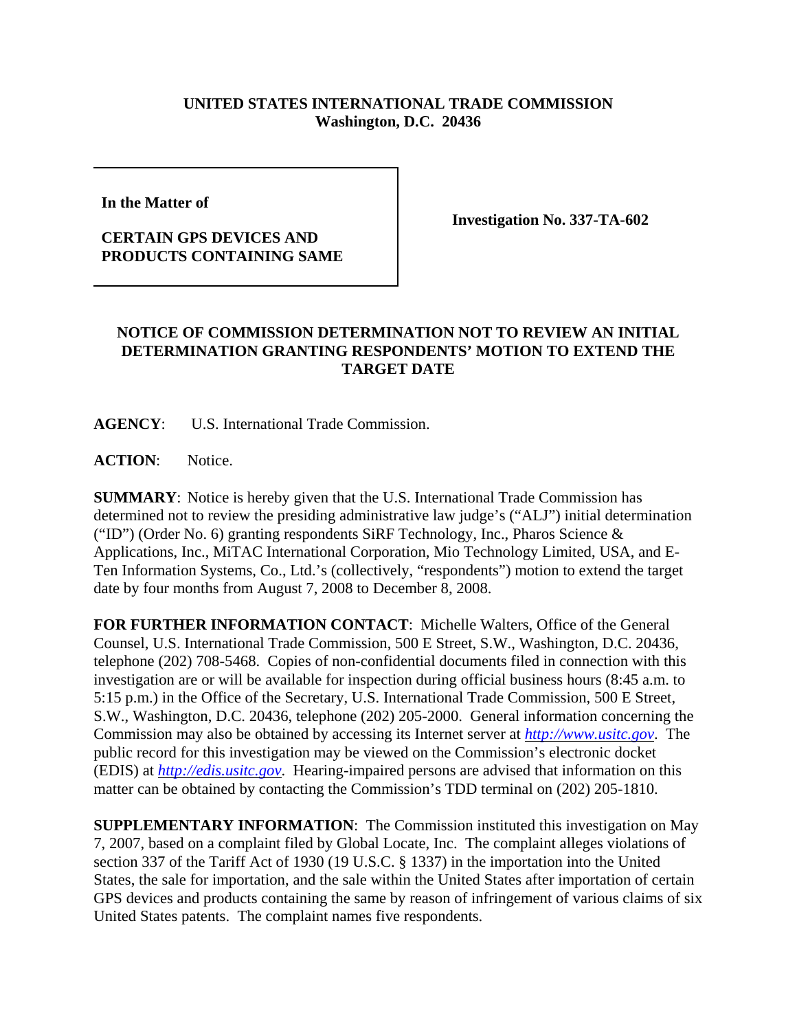**UNITED STATES INTERNATIONAL TRADE COMMISSION**
**Washington, D.C. 20436**

| In the Matter of<br><br>**CERTAIN GPS DEVICES AND PRODUCTS CONTAINING SAME** | **Investigation No. 337-TA-602** |
|---|---|

**NOTICE OF COMMISSION DETERMINATION NOT TO REVIEW AN INITIAL DETERMINATION GRANTING RESPONDENTS' MOTION TO EXTEND THE TARGET DATE**

**AGENCY**: U.S. International Trade Commission.

**ACTION**: Notice.

**SUMMARY**: Notice is hereby given that the U.S. International Trade Commission has determined not to review the presiding administrative law judge's ("ALJ") initial determination ("ID") (Order No. 6) granting respondents SiRF Technology, Inc., Pharos Science & Applications, Inc., MiTAC International Corporation, Mio Technology Limited, USA, and E-Ten Information Systems, Co., Ltd.'s (collectively, "respondents") motion to extend the target date by four months from August 7, 2008 to December 8, 2008.

**FOR FURTHER INFORMATION CONTACT**: Michelle Walters, Office of the General Counsel, U.S. International Trade Commission, 500 E Street, S.W., Washington, D.C. 20436, telephone (202) 708-5468. Copies of non-confidential documents filed in connection with this investigation are or will be available for inspection during official business hours (8:45 a.m. to 5:15 p.m.) in the Office of the Secretary, U.S. International Trade Commission, 500 E Street, S.W., Washington, D.C. 20436, telephone (202) 205-2000. General information concerning the Commission may also be obtained by accessing its Internet server at *http://www.usitc.gov*. The public record for this investigation may be viewed on the Commission's electronic docket (EDIS) at *http://edis.usitc.gov*. Hearing-impaired persons are advised that information on this matter can be obtained by contacting the Commission's TDD terminal on (202) 205-1810.

**SUPPLEMENTARY INFORMATION**: The Commission instituted this investigation on May 7, 2007, based on a complaint filed by Global Locate, Inc. The complaint alleges violations of section 337 of the Tariff Act of 1930 (19 U.S.C. § 1337) in the importation into the United States, the sale for importation, and the sale within the United States after importation of certain GPS devices and products containing the same by reason of infringement of various claims of six United States patents. The complaint names five respondents.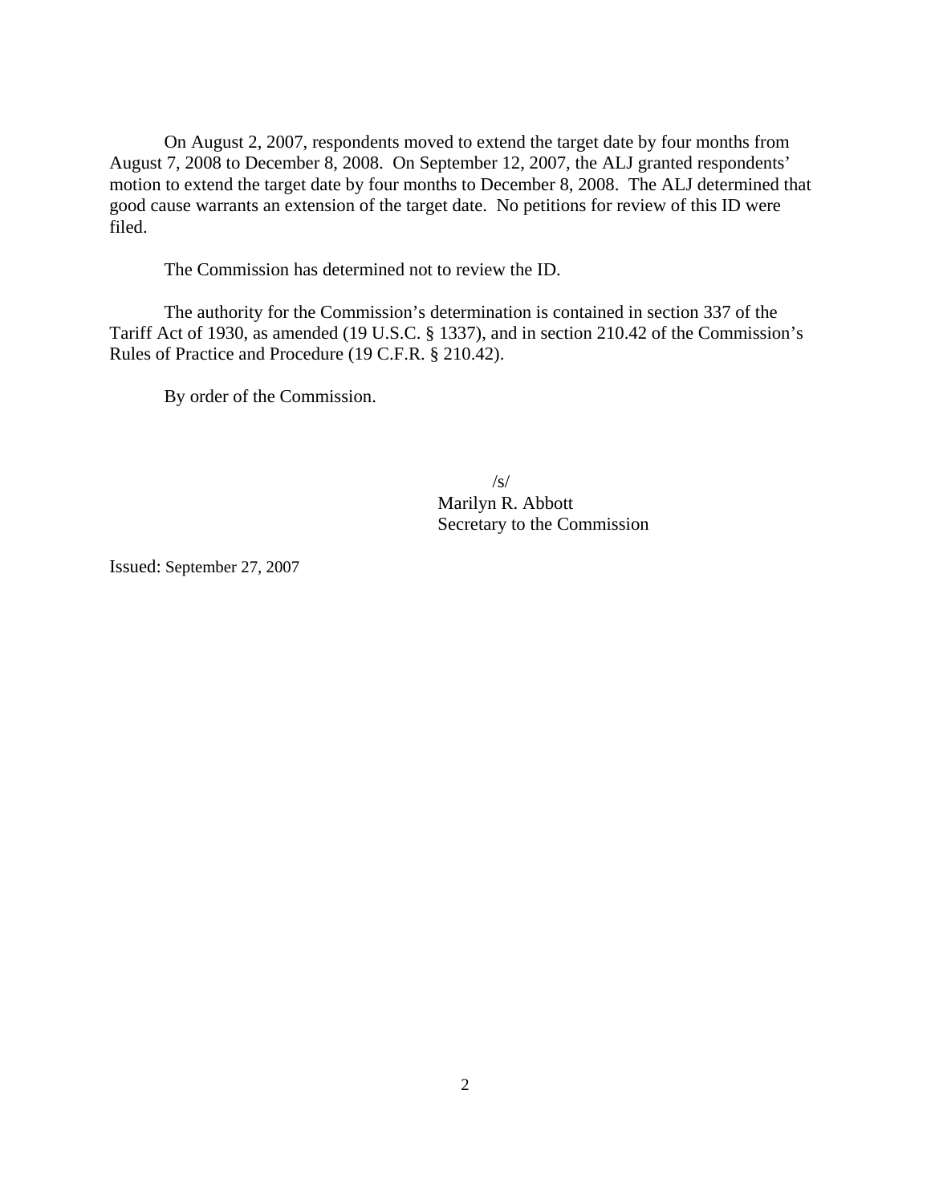On August 2, 2007, respondents moved to extend the target date by four months from August 7, 2008 to December 8, 2008. On September 12, 2007, the ALJ granted respondents' motion to extend the target date by four months to December 8, 2008. The ALJ determined that good cause warrants an extension of the target date. No petitions for review of this ID were filed.

The Commission has determined not to review the ID.

The authority for the Commission's determination is contained in section 337 of the Tariff Act of 1930, as amended (19 U.S.C. § 1337), and in section 210.42 of the Commission's Rules of Practice and Procedure (19 C.F.R. § 210.42).

By order of the Commission.

/s/
Marilyn R. Abbott
Secretary to the Commission

Issued: September 27, 2007